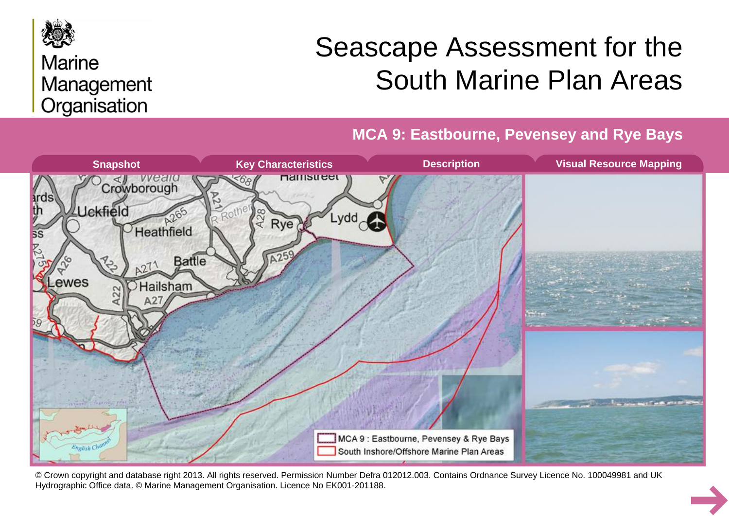Marine Management Organisation

# Seascape Assessment for the South Marine Plan Areas

## MCA 9: Eastbourne, Pevensey and Rye Bays

Snapshot | Key Characteristics | Description | Visual Resource Mapping

MCA 9 : Eastbourne, Pevensey & Rye Bays

South Inshore/Offshore Marine Plan Areas

© Crown copyright and database right 2013. All rights reserved. Permission Number Defra 012012.003. Contains Ordnance Survey Licence No. 100049981 and UK Hydrographic Office data. © Marine Management Organisation. Licence No EK001-201188.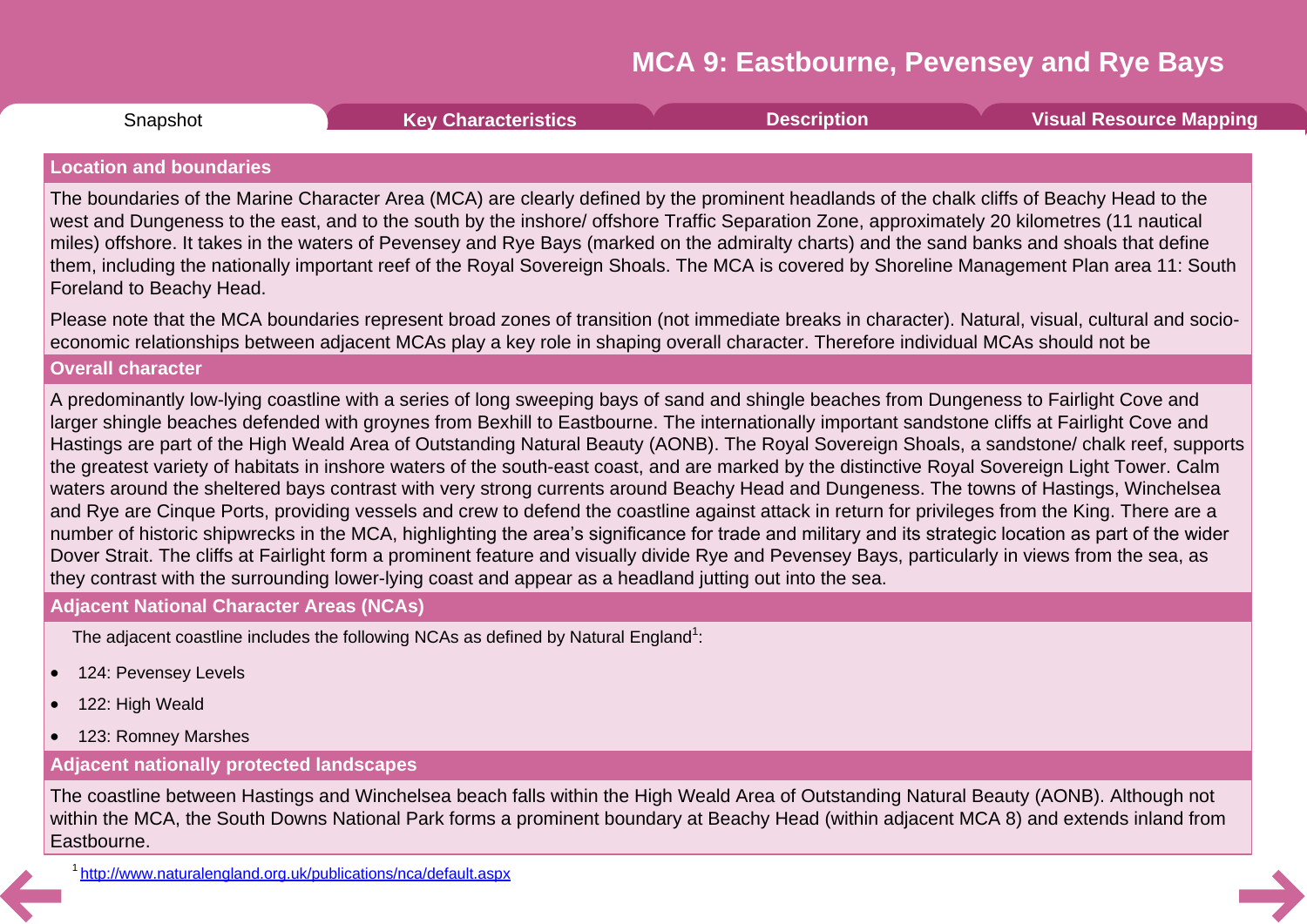# MCA 9: Eastbourne, Pevensey and Rye Bays

Snapshot | **Key Characteristics** | **Description** | **Visual Resource Mapping**

## Location and boundaries

The boundaries of the Marine Character Area (MCA) are clearly defined by the prominent headlands of the chalk cliffs of Beachy Head to the west and Dungeness to the east, and to the south by the inshore/ offshore Traffic Separation Zone, approximately 20 kilometres (11 nautical miles) offshore. It takes in the waters of Pevensey and Rye Bays (marked on the admiralty charts) and the sand banks and shoals that define them, including the nationally important reef of the Royal Sovereign Shoals. The MCA is covered by Shoreline Management Plan area 11: South Foreland to Beachy Head.

Please note that the MCA boundaries represent broad zones of transition (not immediate breaks in character). Natural, visual, cultural and socio-economic relationships between adjacent MCAs play a key role in shaping overall character. Therefore individual MCAs should not be

## Overall character

A predominantly low-lying coastline with a series of long sweeping bays of sand and shingle beaches from Dungeness to Fairlight Cove and larger shingle beaches defended with groynes from Bexhill to Eastbourne. The internationally important sandstone cliffs at Fairlight Cove and Hastings are part of the High Weald Area of Outstanding Natural Beauty (AONB). The Royal Sovereign Shoals, a sandstone/ chalk reef, supports the greatest variety of habitats in inshore waters of the south-east coast, and are marked by the distinctive Royal Sovereign Light Tower. Calm waters around the sheltered bays contrast with very strong currents around Beachy Head and Dungeness. The towns of Hastings, Winchelsea and Rye are Cinque Ports, providing vessels and crew to defend the coastline against attack in return for privileges from the King. There are a number of historic shipwrecks in the MCA, highlighting the area's significance for trade and military and its strategic location as part of the wider Dover Strait. The cliffs at Fairlight form a prominent feature and visually divide Rye and Pevensey Bays, particularly in views from the sea, as they contrast with the surrounding lower-lying coast and appear as a headland jutting out into the sea.

## Adjacent National Character Areas (NCAs)

The adjacent coastline includes the following NCAs as defined by Natural England[1]:

- 124: Pevensey Levels
- 122: High Weald
- 123: Romney Marshes

## Adjacent nationally protected landscapes

The coastline between Hastings and Winchelsea beach falls within the High Weald Area of Outstanding Natural Beauty (AONB). Although not within the MCA, the South Downs National Park forms a prominent boundary at Beachy Head (within adjacent MCA 8) and extends inland from Eastbourne.

[1] http://www.naturalengland.org.uk/publications/nca/default.aspx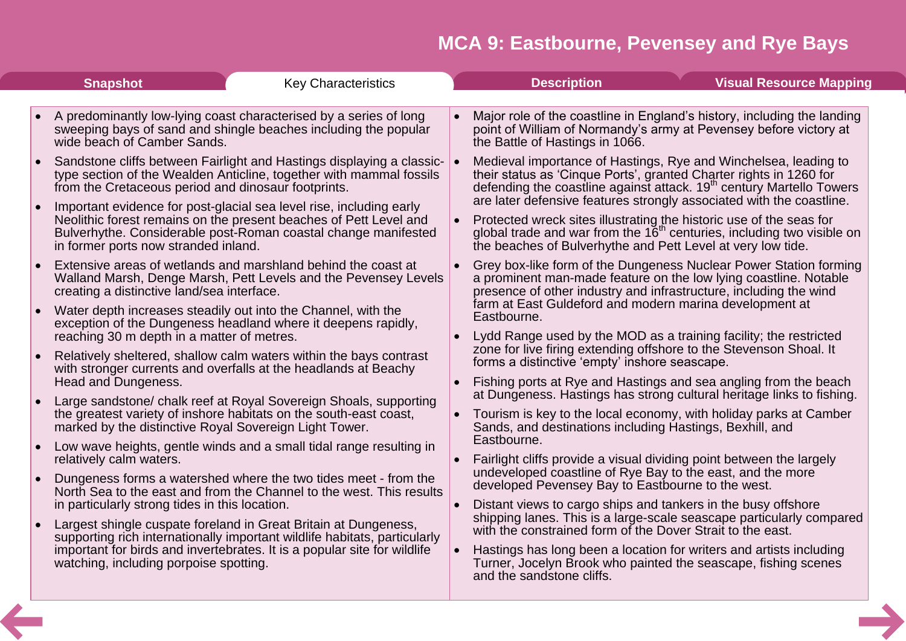# MCA 9: Eastbourne, Pevensey and Rye Bays

Snapshot | Key Characteristics | Description | Visual Resource Mapping

- A predominantly low-lying coast characterised by a series of long sweeping bays of sand and shingle beaches including the popular wide beach of Camber Sands.
- Sandstone cliffs between Fairlight and Hastings displaying a classic-type section of the Wealden Anticline, together with mammal fossils from the Cretaceous period and dinosaur footprints.
- Important evidence for post-glacial sea level rise, including early Neolithic forest remains on the present beaches of Pett Level and Bulverhythe. Considerable post-Roman coastal change manifested in former ports now stranded inland.
- Extensive areas of wetlands and marshland behind the coast at Walland Marsh, Denge Marsh, Pett Levels and the Pevensey Levels creating a distinctive land/sea interface.
- Water depth increases steadily out into the Channel, with the exception of the Dungeness headland where it deepens rapidly, reaching 30 m depth in a matter of metres.
- Relatively sheltered, shallow calm waters within the bays contrast with stronger currents and overfalls at the headlands at Beachy Head and Dungeness.
- Large sandstone/ chalk reef at Royal Sovereign Shoals, supporting the greatest variety of inshore habitats on the south-east coast, marked by the distinctive Royal Sovereign Light Tower.
- Low wave heights, gentle winds and a small tidal range resulting in relatively calm waters.
- Dungeness forms a watershed where the two tides meet - from the North Sea to the east and from the Channel to the west. This results in particularly strong tides in this location.
- Largest shingle cuspate foreland in Great Britain at Dungeness, supporting rich internationally important wildlife habitats, particularly important for birds and invertebrates. It is a popular site for wildlife watching, including porpoise spotting.
- Major role of the coastline in England's history, including the landing point of William of Normandy's army at Pevensey before victory at the Battle of Hastings in 1066.
- Medieval importance of Hastings, Rye and Winchelsea, leading to their status as 'Cinque Ports', granted Charter rights in 1260 for defending the coastline against attack. 19th century Martello Towers are later defensive features strongly associated with the coastline.
- Protected wreck sites illustrating the historic use of the seas for global trade and war from the 16th centuries, including two visible on the beaches of Bulverhythe and Pett Level at very low tide.
- Grey box-like form of the Dungeness Nuclear Power Station forming a prominent man-made feature on the low lying coastline. Notable presence of other industry and infrastructure, including the wind farm at East Guldeford and modern marina development at Eastbourne.
- Lydd Range used by the MOD as a training facility; the restricted zone for live firing extending offshore to the Stevenson Shoal. It forms a distinctive 'empty' inshore seascape.
- Fishing ports at Rye and Hastings and sea angling from the beach at Dungeness. Hastings has strong cultural heritage links to fishing.
- Tourism is key to the local economy, with holiday parks at Camber Sands, and destinations including Hastings, Bexhill, and Eastbourne.
- Fairlight cliffs provide a visual dividing point between the largely undeveloped coastline of Rye Bay to the east, and the more developed Pevensey Bay to Eastbourne to the west.
- Distant views to cargo ships and tankers in the busy offshore shipping lanes. This is a large-scale seascape particularly compared with the constrained form of the Dover Strait to the east.
- Hastings has long been a location for writers and artists including Turner, Jocelyn Brook who painted the seascape, fishing scenes and the sandstone cliffs.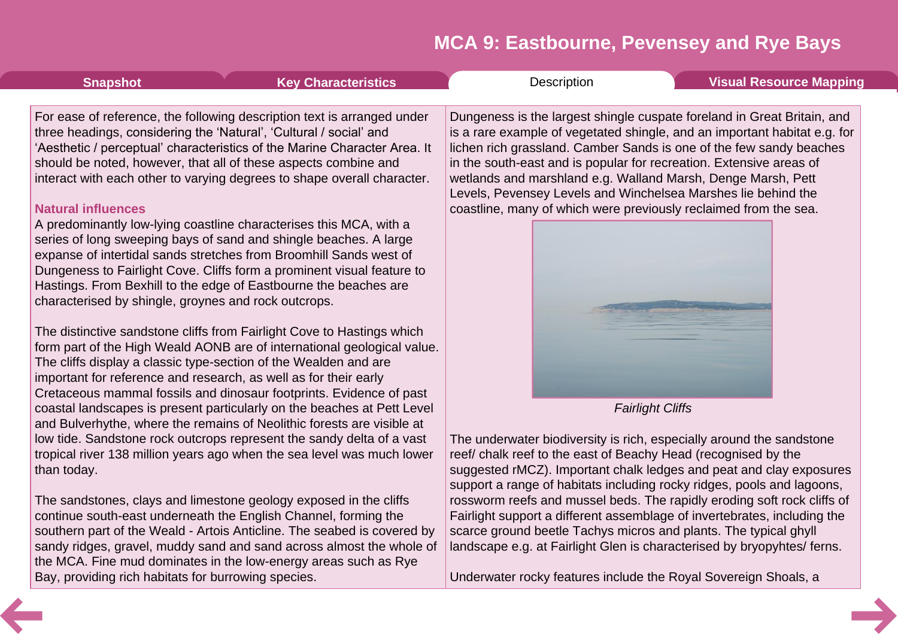# MCA 9: Eastbourne, Pevensey and Rye Bays

For ease of reference, the following description text is arranged under three headings, considering the 'Natural', 'Cultural / social' and 'Aesthetic / perceptual' characteristics of the Marine Character Area. It should be noted, however, that all of these aspects combine and interact with each other to varying degrees to shape overall character.

### Natural influences

A predominantly low-lying coastline characterises this MCA, with a series of long sweeping bays of sand and shingle beaches. A large expanse of intertidal sands stretches from Broomhill Sands west of Dungeness to Fairlight Cove. Cliffs form a prominent visual feature to Hastings. From Bexhill to the edge of Eastbourne the beaches are characterised by shingle, groynes and rock outcrops.

The distinctive sandstone cliffs from Fairlight Cove to Hastings which form part of the High Weald AONB are of international geological value. The cliffs display a classic type-section of the Wealden and are important for reference and research, as well as for their early Cretaceous mammal fossils and dinosaur footprints. Evidence of past coastal landscapes is present particularly on the beaches at Pett Level and Bulverhythe, where the remains of Neolithic forests are visible at low tide. Sandstone rock outcrops represent the sandy delta of a vast tropical river 138 million years ago when the sea level was much lower than today.

The sandstones, clays and limestone geology exposed in the cliffs continue south-east underneath the English Channel, forming the southern part of the Weald - Artois Anticline. The seabed is covered by sandy ridges, gravel, muddy sand and sand across almost the whole of the MCA. Fine mud dominates in the low-energy areas such as Rye Bay, providing rich habitats for burrowing species.

Dungeness is the largest shingle cuspate foreland in Great Britain, and is a rare example of vegetated shingle, and an important habitat e.g. for lichen rich grassland. Camber Sands is one of the few sandy beaches in the south-east and is popular for recreation. Extensive areas of wetlands and marshland e.g. Walland Marsh, Denge Marsh, Pett Levels, Pevensey Levels and Winchelsea Marshes lie behind the coastline, many of which were previously reclaimed from the sea.

*Fairlight Cliffs*

The underwater biodiversity is rich, especially around the sandstone reef/ chalk reef to the east of Beachy Head (recognised by the suggested rMCZ). Important chalk ledges and peat and clay exposures support a range of habitats including rocky ridges, pools and lagoons, rossworm reefs and mussel beds. The rapidly eroding soft rock cliffs of Fairlight support a different assemblage of invertebrates, including the scarce ground beetle Tachys micros and plants. The typical ghyll landscape e.g. at Fairlight Glen is characterised by bryopyhtes/ ferns.

Underwater rocky features include the Royal Sovereign Shoals, a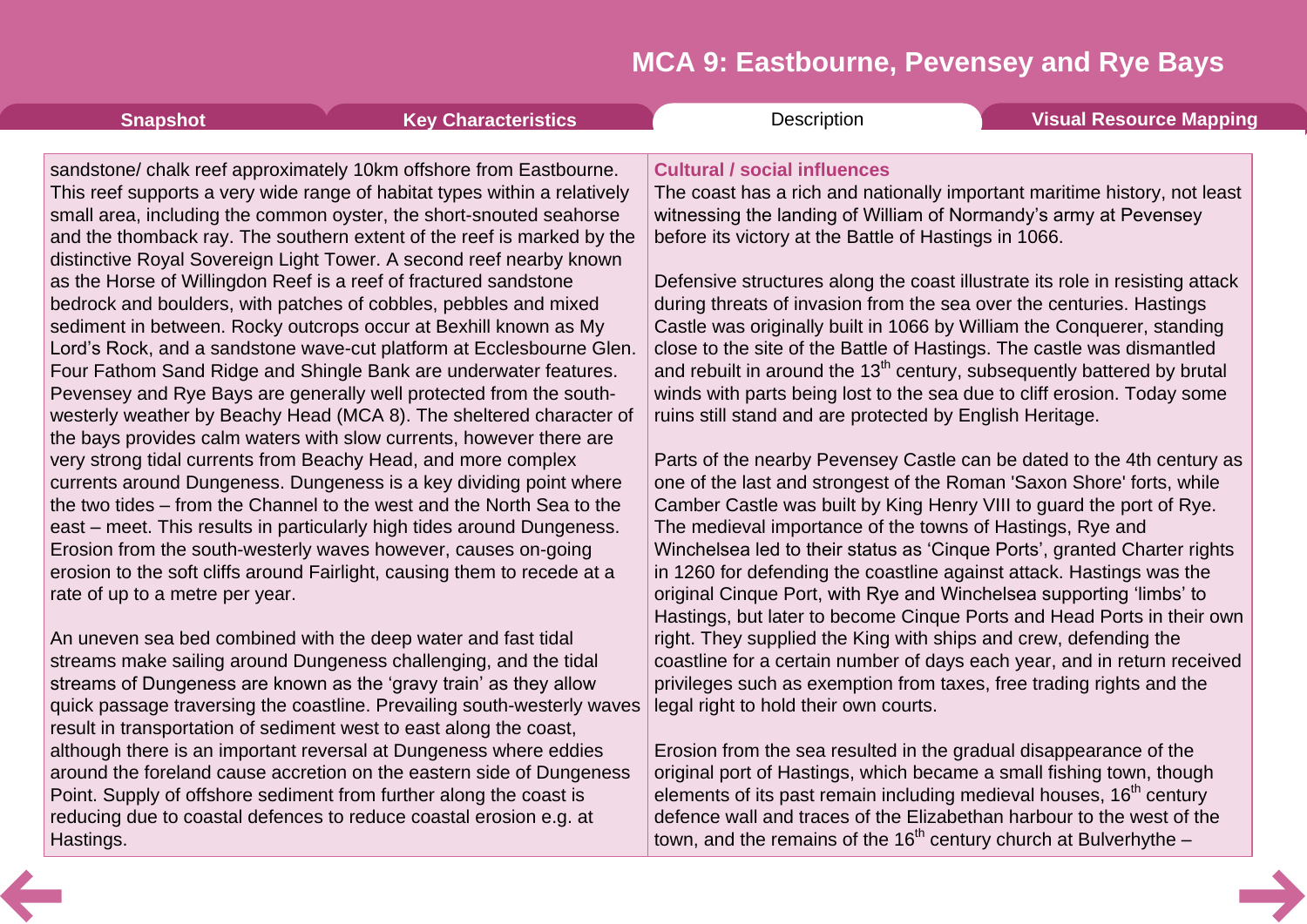sandstone/ chalk reef approximately 10km offshore from Eastbourne. This reef supports a very wide range of habitat types within a relatively small area, including the common oyster, the short-snouted seahorse and the thomback ray. The southern extent of the reef is marked by the distinctive Royal Sovereign Light Tower. A second reef nearby known as the Horse of Willingdon Reef is a reef of fractured sandstone bedrock and boulders, with patches of cobbles, pebbles and mixed sediment in between. Rocky outcrops occur at Bexhill known as My Lord's Rock, and a sandstone wave-cut platform at Ecclesbourne Glen. Four Fathom Sand Ridge and Shingle Bank are underwater features. Pevensey and Rye Bays are generally well protected from the south-westerly weather by Beachy Head (MCA 8). The sheltered character of the bays provides calm waters with slow currents, however there are very strong tidal currents from Beachy Head, and more complex currents around Dungeness. Dungeness is a key dividing point where the two tides – from the Channel to the west and the North Sea to the east – meet. This results in particularly high tides around Dungeness. Erosion from the south-westerly waves however, causes on-going erosion to the soft cliffs around Fairlight, causing them to recede at a rate of up to a metre per year.

An uneven sea bed combined with the deep water and fast tidal streams make sailing around Dungeness challenging, and the tidal streams of Dungeness are known as the 'gravy train' as they allow quick passage traversing the coastline. Prevailing south-westerly waves result in transportation of sediment west to east along the coast, although there is an important reversal at Dungeness where eddies around the foreland cause accretion on the eastern side of Dungeness Point. Supply of offshore sediment from further along the coast is reducing due to coastal defences to reduce coastal erosion e.g. at Hastings.

### Cultural / social influences

The coast has a rich and nationally important maritime history, not least witnessing the landing of William of Normandy's army at Pevensey before its victory at the Battle of Hastings in 1066.

Defensive structures along the coast illustrate its role in resisting attack during threats of invasion from the sea over the centuries. Hastings Castle was originally built in 1066 by William the Conquerer, standing close to the site of the Battle of Hastings. The castle was dismantled and rebuilt in around the 13th century, subsequently battered by brutal winds with parts being lost to the sea due to cliff erosion. Today some ruins still stand and are protected by English Heritage.

Parts of the nearby Pevensey Castle can be dated to the 4th century as one of the last and strongest of the Roman 'Saxon Shore' forts, while Camber Castle was built by King Henry VIII to guard the port of Rye. The medieval importance of the towns of Hastings, Rye and Winchelsea led to their status as 'Cinque Ports', granted Charter rights in 1260 for defending the coastline against attack. Hastings was the original Cinque Port, with Rye and Winchelsea supporting 'limbs' to Hastings, but later to become Cinque Ports and Head Ports in their own right. They supplied the King with ships and crew, defending the coastline for a certain number of days each year, and in return received privileges such as exemption from taxes, free trading rights and the legal right to hold their own courts.

Erosion from the sea resulted in the gradual disappearance of the original port of Hastings, which became a small fishing town, though elements of its past remain including medieval houses, 16th century defence wall and traces of the Elizabethan harbour to the west of the town, and the remains of the 16th century church at Bulverhythe –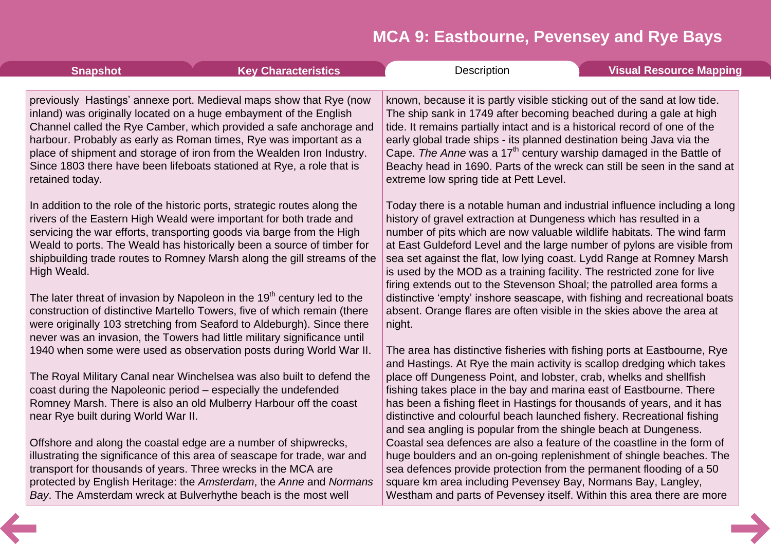previously Hastings' annexe port. Medieval maps show that Rye (now inland) was originally located on a huge embayment of the English Channel called the Rye Camber, which provided a safe anchorage and harbour. Probably as early as Roman times, Rye was important as a place of shipment and storage of iron from the Wealden Iron Industry. Since 1803 there have been lifeboats stationed at Rye, a role that is retained today.

In addition to the role of the historic ports, strategic routes along the rivers of the Eastern High Weald were important for both trade and servicing the war efforts, transporting goods via barge from the High Weald to ports. The Weald has historically been a source of timber for shipbuilding trade routes to Romney Marsh along the gill streams of the High Weald.

The later threat of invasion by Napoleon in the 19th century led to the construction of distinctive Martello Towers, five of which remain (there were originally 103 stretching from Seaford to Aldeburgh). Since there never was an invasion, the Towers had little military significance until 1940 when some were used as observation posts during World War II.

The Royal Military Canal near Winchelsea was also built to defend the coast during the Napoleonic period – especially the undefended Romney Marsh. There is also an old Mulberry Harbour off the coast near Rye built during World War II.

Offshore and along the coastal edge are a number of shipwrecks, illustrating the significance of this area of seascape for trade, war and transport for thousands of years. Three wrecks in the MCA are protected by English Heritage: the *Amsterdam*, the *Anne* and *Normans Bay*. The Amsterdam wreck at Bulverhythe beach is the most well known, because it is partly visible sticking out of the sand at low tide. The ship sank in 1749 after becoming beached during a gale at high tide. It remains partially intact and is a historical record of one of the early global trade ships - its planned destination being Java via the Cape. *The Anne* was a 17th century warship damaged in the Battle of Beachy head in 1690. Parts of the wreck can still be seen in the sand at extreme low spring tide at Pett Level.

Today there is a notable human and industrial influence including a long history of gravel extraction at Dungeness which has resulted in a number of pits which are now valuable wildlife habitats. The wind farm at East Guldeford Level and the large number of pylons are visible from sea set against the flat, low lying coast. Lydd Range at Romney Marsh is used by the MOD as a training facility. The restricted zone for live firing extends out to the Stevenson Shoal; the patrolled area forms a distinctive 'empty' inshore seascape, with fishing and recreational boats absent. Orange flares are often visible in the skies above the area at night.

The area has distinctive fisheries with fishing ports at Eastbourne, Rye and Hastings. At Rye the main activity is scallop dredging which takes place off Dungeness Point, and lobster, crab, whelks and shellfish fishing takes place in the bay and marina east of Eastbourne. There has been a fishing fleet in Hastings for thousands of years, and it has distinctive and colourful beach launched fishery. Recreational fishing and sea angling is popular from the shingle beach at Dungeness. Coastal sea defences are also a feature of the coastline in the form of huge boulders and an on-going replenishment of shingle beaches. The sea defences provide protection from the permanent flooding of a 50 square km area including Pevensey Bay, Normans Bay, Langley, Westham and parts of Pevensey itself. Within this area there are more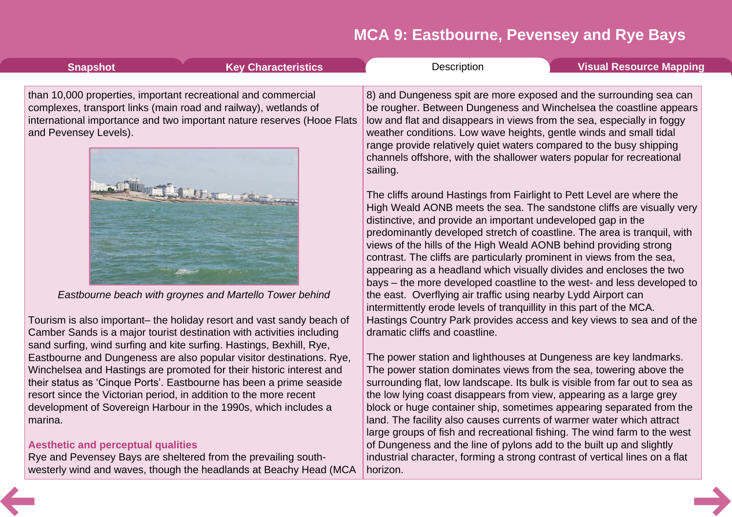than 10,000 properties, important recreational and commercial complexes, transport links (main road and railway), wetlands of international importance and two important nature reserves (Hooe Flats and Pevensey Levels).

*Eastbourne beach with groynes and Martello Tower behind*

Tourism is also important– the holiday resort and vast sandy beach of Camber Sands is a major tourist destination with activities including sand surfing, wind surfing and kite surfing. Hastings, Bexhill, Rye, Eastbourne and Dungeness are also popular visitor destinations. Rye, Winchelsea and Hastings are promoted for their historic interest and their status as 'Cinque Ports'. Eastbourne has been a prime seaside resort since the Victorian period, in addition to the more recent development of Sovereign Harbour in the 1990s, which includes a marina.

### Aesthetic and perceptual qualities

Rye and Pevensey Bays are sheltered from the prevailing south-westerly wind and waves, though the headlands at Beachy Head (MCA 8) and Dungeness spit are more exposed and the surrounding sea can be rougher. Between Dungeness and Winchelsea the coastline appears low and flat and disappears in views from the sea, especially in foggy weather conditions. Low wave heights, gentle winds and small tidal range provide relatively quiet waters compared to the busy shipping channels offshore, with the shallower waters popular for recreational sailing.

The cliffs around Hastings from Fairlight to Pett Level are where the High Weald AONB meets the sea. The sandstone cliffs are visually very distinctive, and provide an important undeveloped gap in the predominantly developed stretch of coastline. The area is tranquil, with views of the hills of the High Weald AONB behind providing strong contrast. The cliffs are particularly prominent in views from the sea, appearing as a headland which visually divides and encloses the two bays – the more developed coastline to the west- and less developed to the east. Overflying air traffic using nearby Lydd Airport can intermittently erode levels of tranquillity in this part of the MCA. Hastings Country Park provides access and key views to sea and of the dramatic cliffs and coastline.

The power station and lighthouses at Dungeness are key landmarks. The power station dominates views from the sea, towering above the surrounding flat, low landscape. Its bulk is visible from far out to sea as the low lying coast disappears from view, appearing as a large grey block or huge container ship, sometimes appearing separated from the land. The facility also causes currents of warmer water which attract large groups of fish and recreational fishing. The wind farm to the west of Dungeness and the line of pylons add to the built up and slightly industrial character, forming a strong contrast of vertical lines on a flat horizon.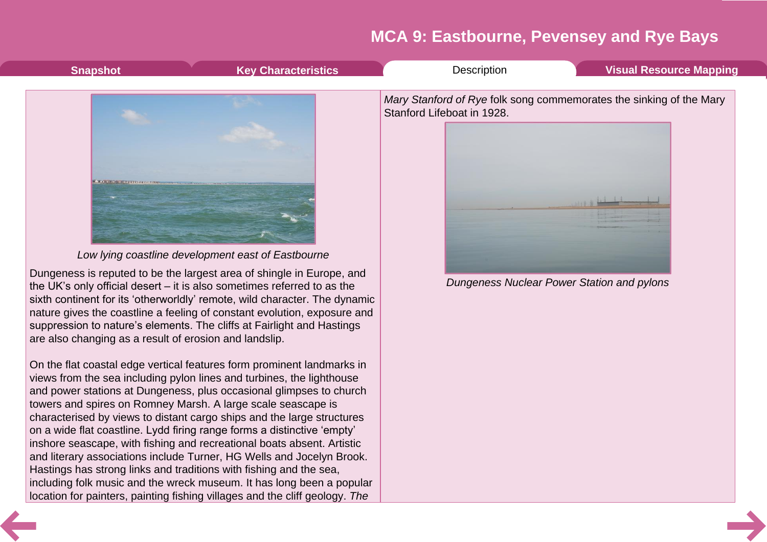# MCA 9: Eastbourne, Pevensey and Rye Bays

Snapshot | Key Characteristics | Description | Visual Resource Mapping

*Low lying coastline development east of Eastbourne*

Dungeness is reputed to be the largest area of shingle in Europe, and the UK's only official desert – it is also sometimes referred to as the sixth continent for its 'otherworldly' remote, wild character. The dynamic nature gives the coastline a feeling of constant evolution, exposure and suppression to nature's elements. The cliffs at Fairlight and Hastings are also changing as a result of erosion and landslip.

On the flat coastal edge vertical features form prominent landmarks in views from the sea including pylon lines and turbines, the lighthouse and power stations at Dungeness, plus occasional glimpses to church towers and spires on Romney Marsh. A large scale seascape is characterised by views to distant cargo ships and the large structures on a wide flat coastline. Lydd firing range forms a distinctive 'empty' inshore seascape, with fishing and recreational boats absent. Artistic and literary associations include Turner, HG Wells and Jocelyn Brook. Hastings has strong links and traditions with fishing and the sea, including folk music and the wreck museum. It has long been a popular location for painters, painting fishing villages and the cliff geology. *The Mary Stanford of Rye* folk song commemorates the sinking of the Mary Stanford Lifeboat in 1928.

*Dungeness Nuclear Power Station and pylons*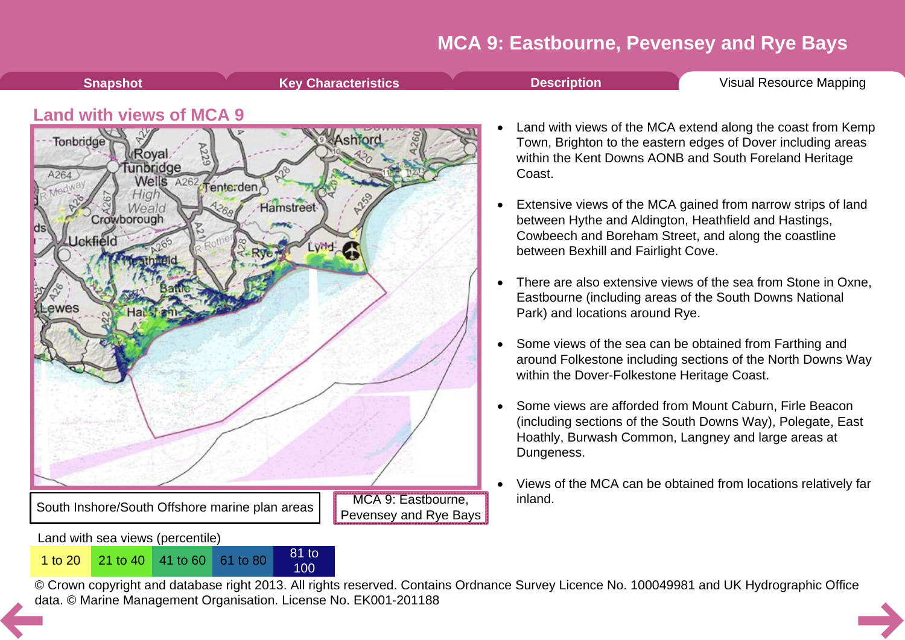# MCA 9: Eastbourne, Pevensey and Rye Bays

Snapshot | Key Characteristics | Description | Visual Resource Mapping

## Land with views of MCA 9

South Inshore/South Offshore marine plan areas

MCA 9: Eastbourne, Pevensey and Rye Bays

Land with sea views (percentile)

| 1 to 20 | 21 to 40 | 41 to 60 | 61 to 80 | 81 to 100 |
|---|---|---|---|---|

© Crown copyright and database right 2013. All rights reserved. Contains Ordnance Survey Licence No. 100049981 and UK Hydrographic Office data. © Marine Management Organisation. License No. EK001-201188

- Land with views of the MCA extend along the coast from Kemp Town, Brighton to the eastern edges of Dover including areas within the Kent Downs AONB and South Foreland Heritage Coast.
- Extensive views of the MCA gained from narrow strips of land between Hythe and Aldington, Heathfield and Hastings, Cowbeech and Boreham Street, and along the coastline between Bexhill and Fairlight Cove.
- There are also extensive views of the sea from Stone in Oxne, Eastbourne (including areas of the South Downs National Park) and locations around Rye.
- Some views of the sea can be obtained from Farthing and around Folkestone including sections of the North Downs Way within the Dover-Folkestone Heritage Coast.
- Some views are afforded from Mount Caburn, Firle Beacon (including sections of the South Downs Way), Polegate, East Hoathly, Burwash Common, Langney and large areas at Dungeness.
- Views of the MCA can be obtained from locations relatively far inland.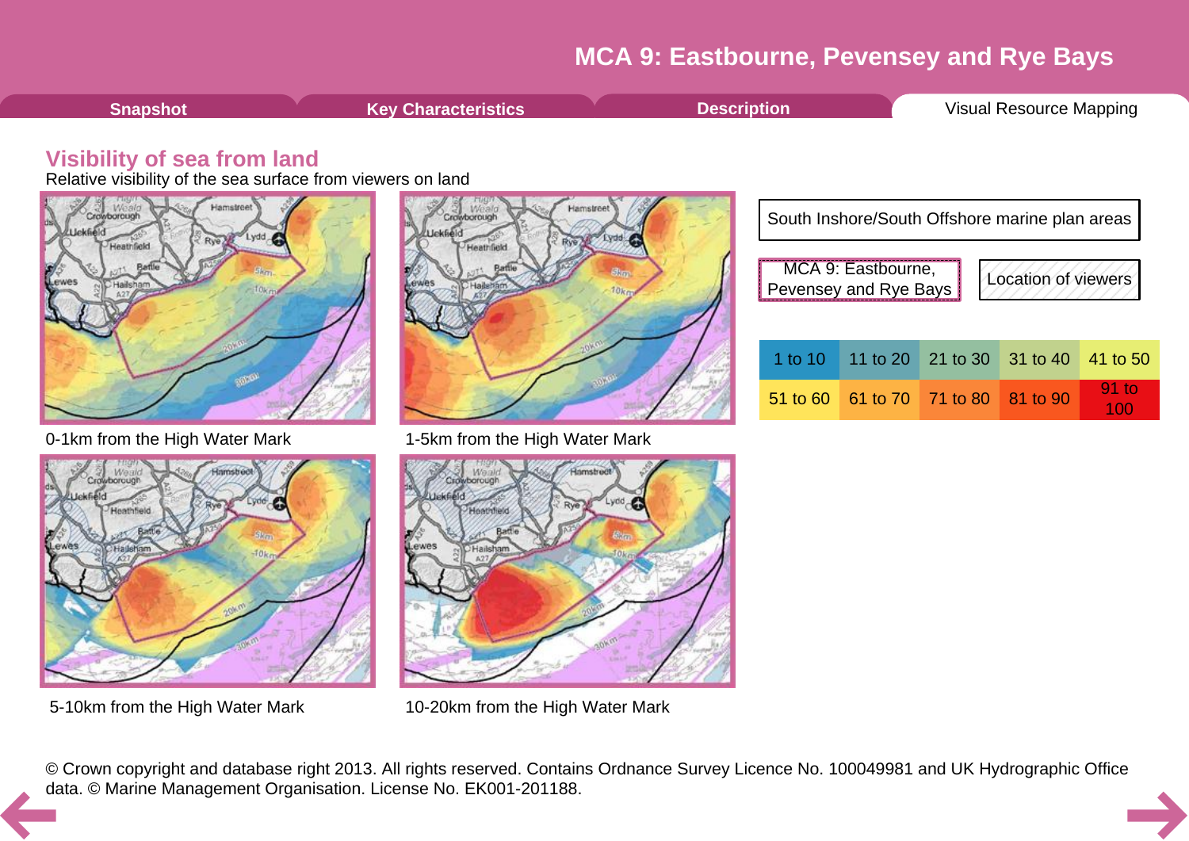# MCA 9: Eastbourne, Pevensey and Rye Bays

Snapshot | Key Characteristics | Description | Visual Resource Mapping

## Visibility of sea from land

Relative visibility of the sea surface from viewers on land

0-1km from the High Water Mark

1-5km from the High Water Mark

5-10km from the High Water Mark

10-20km from the High Water Mark

South Inshore/South Offshore marine plan areas

MCA 9: Eastbourne, Pevensey and Rye Bays

Location of viewers

| 1 to 10 | 11 to 20 | 21 to 30 | 31 to 40 | 41 to 50 |
|---|---|---|---|---|
| 51 to 60 | 61 to 70 | 71 to 80 | 81 to 90 | 91 to 100 |

© Crown copyright and database right 2013. All rights reserved. Contains Ordnance Survey Licence No. 100049981 and UK Hydrographic Office data. © Marine Management Organisation. License No. EK001-201188.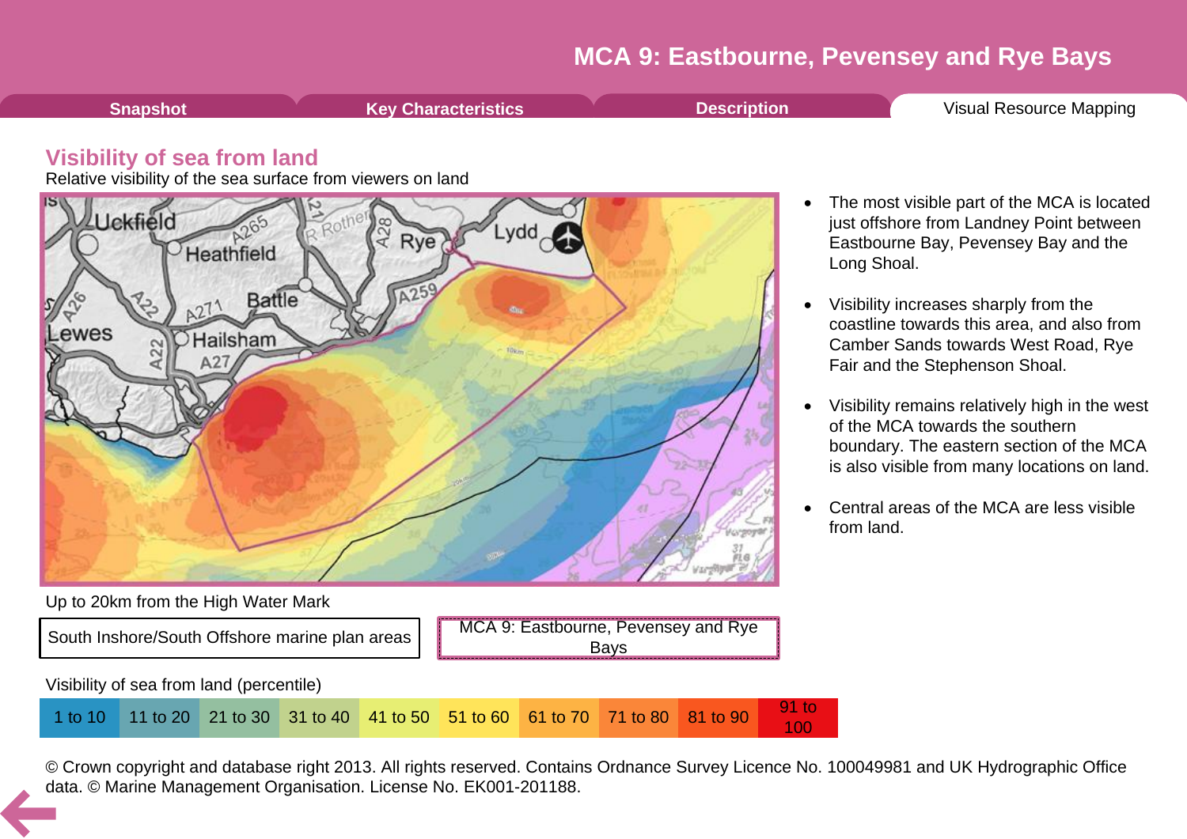# MCA 9: Eastbourne, Pevensey and Rye Bays

Snapshot | Key Characteristics | Description | Visual Resource Mapping

## Visibility of sea from land

Relative visibility of the sea surface from viewers on land

Up to 20km from the High Water Mark

South Inshore/South Offshore marine plan areas

MCA 9: Eastbourne, Pevensey and Rye Bays

Visibility of sea from land (percentile)

1 to 10
11 to 20
21 to 30
31 to 40
41 to 50
51 to 60
61 to 70
71 to 80
81 to 90
91 to 100

- The most visible part of the MCA is located just offshore from Landney Point between Eastbourne Bay, Pevensey Bay and the Long Shoal.
- Visibility increases sharply from the coastline towards this area, and also from Camber Sands towards West Road, Rye Fair and the Stephenson Shoal.
- Visibility remains relatively high in the west of the MCA towards the southern boundary. The eastern section of the MCA is also visible from many locations on land.
- Central areas of the MCA are less visible from land.

© Crown copyright and database right 2013. All rights reserved. Contains Ordnance Survey Licence No. 100049981 and UK Hydrographic Office data. © Marine Management Organisation. License No. EK001-201188.